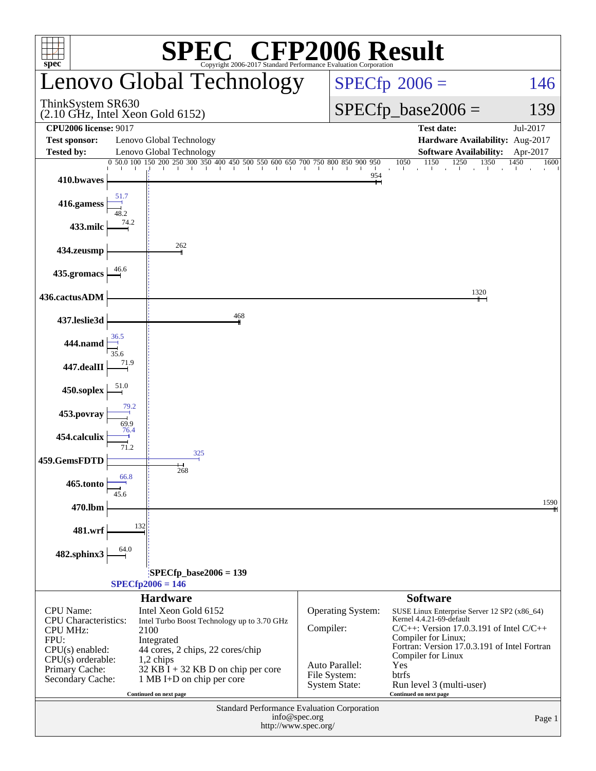# SPEC® CFP2006 Result

Copyright 2006-2017 Standard Performance Evaluation Corporation

## Lenovo Global Technology

ThinkSystem SR630
(2.10 GHz, Intel Xeon Gold 6152)

SPECfp® 2006 = 146

SPECfp_base2006 = 139

| | | | |
|---|---|---|---|
| **CPU2006 license:** 9017 | | **Test date:** | Jul-2017 |
| **Test sponsor:** | Lenovo Global Technology | **Hardware Availability:** | Aug-2017 |
| **Tested by:** | Lenovo Global Technology | **Software Availability:** | Apr-2017 |

| Benchmark | Peak | Base |
|---|---|---|
| 410.bwaves | | 954 |
| 416.gamess | 51.7 | 48.2 |
| 433.milc | | 74.2 |
| 434.zeusmp | | 262 |
| 435.gromacs | | 46.6 |
| 436.cactusADM | | 1320 |
| 437.leslie3d | | 468 |
| 444.namd | 36.5 | 35.6 |
| 447.dealII | | 71.9 |
| 450.soplex | | 51.0 |
| 453.povray | 79.2 | 69.9 |
| 454.calculix | 76.4 | 71.2 |
| 459.GemsFDTD | 325 | 268 |
| 465.tonto | 66.8 | 45.6 |
| 470.lbm | | 1590 |
| 481.wrf | | 132 |
| 482.sphinx3 | | 64.0 |

SPECfp_base2006 = 139
SPECfp2006 = 146

### Hardware

| | |
|---|---|
| CPU Name: | Intel Xeon Gold 6152 |
| CPU Characteristics: | Intel Turbo Boost Technology up to 3.70 GHz |
| CPU MHz: | 2100 |
| FPU: | Integrated |
| CPU(s) enabled: | 44 cores, 2 chips, 22 cores/chip |
| CPU(s) orderable: | 1,2 chips |
| Primary Cache: | 32 KB I + 32 KB D on chip per core |
| Secondary Cache: | 1 MB I+D on chip per core |

Continued on next page

### Software

| | |
|---|---|
| Operating System: | SUSE Linux Enterprise Server 12 SP2 (x86_64) Kernel 4.4.21-69-default |
| Compiler: | C/C++: Version 17.0.3.191 of Intel C/C++ Compiler for Linux; Fortran: Version 17.0.3.191 of Intel Fortran Compiler for Linux |
| Auto Parallel: | Yes |
| File System: | btrfs |
| System State: | Run level 3 (multi-user) |

Continued on next page

Standard Performance Evaluation Corporation
info@spec.org
http://www.spec.org/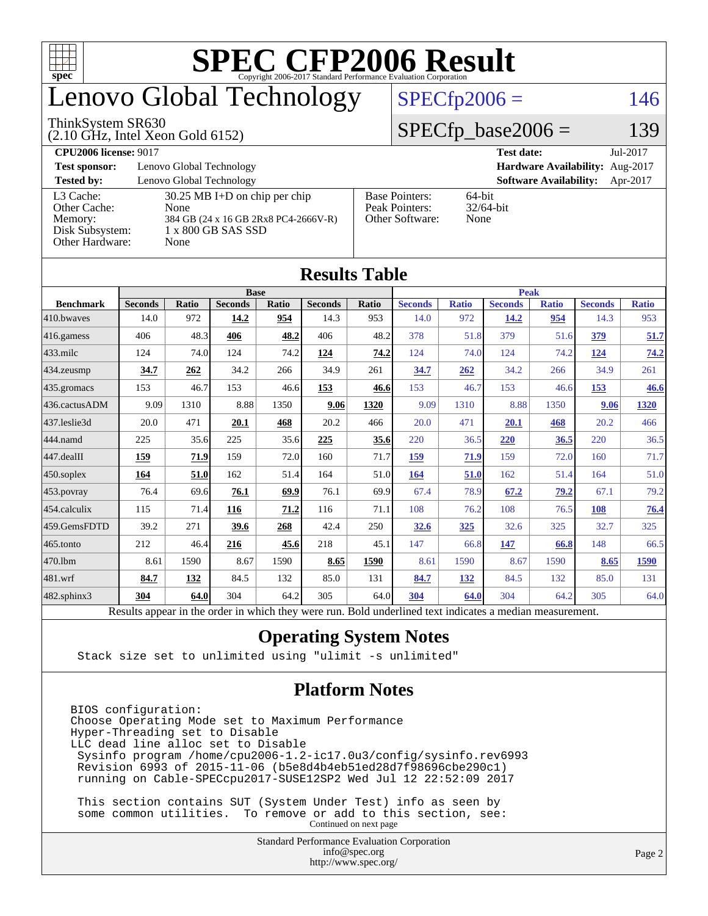# SPEC CFP2006 Result

Copyright 2006-2017 Standard Performance Evaluation Corporation

## Lenovo Global Technology

ThinkSystem SR630
(2.10 GHz, Intel Xeon Gold 6152)

SPECfp2006 = 146

SPECfp_base2006 = 139

| | | | |
|---|---|---|---|
| **CPU2006 license:** 9017 | | **Test date:** | Jul-2017 |
| **Test sponsor:** | Lenovo Global Technology | **Hardware Availability:** | Aug-2017 |
| **Tested by:** | Lenovo Global Technology | **Software Availability:** | Apr-2017 |

| | |
|---|---|
| L3 Cache: | 30.25 MB I+D on chip per chip |
| Other Cache: | None |
| Memory: | 384 GB (24 x 16 GB 2Rx8 PC4-2666V-R) |
| Disk Subsystem: | 1 x 800 GB SAS SSD |
| Other Hardware: | None |

| | |
|---|---|
| Base Pointers: | 64-bit |
| Peak Pointers: | 32/64-bit |
| Other Software: | None |

## Results Table

| | Base | | | | | | Peak | | | | | |
|---|---|---|---|---|---|---|---|---|---|---|---|---|
| **Benchmark** | **Seconds** | **Ratio** | **Seconds** | **Ratio** | **Seconds** | **Ratio** | **Seconds** | **Ratio** | **Seconds** | **Ratio** | **Seconds** | **Ratio** |
| 410.bwaves | 14.0 | 972 | **14.2** | **954** | 14.3 | 953 | 14.0 | 972 | **14.2** | **954** | 14.3 | 953 |
| 416.gamess | 406 | 48.3 | **406** | **48.2** | 406 | 48.2 | 378 | 51.8 | 379 | 51.6 | **379** | **51.7** |
| 433.milc | 124 | 74.0 | 124 | 74.2 | **124** | **74.2** | 124 | 74.0 | 124 | 74.2 | **124** | **74.2** |
| 434.zeusmp | **34.7** | **262** | 34.2 | 266 | 34.9 | 261 | **34.7** | **262** | 34.2 | 266 | 34.9 | 261 |
| 435.gromacs | 153 | 46.7 | 153 | 46.6 | **153** | **46.6** | 153 | 46.7 | 153 | 46.6 | **153** | **46.6** |
| 436.cactusADM | 9.09 | 1310 | 8.88 | 1350 | **9.06** | **1320** | 9.09 | 1310 | 8.88 | 1350 | **9.06** | **1320** |
| 437.leslie3d | 20.0 | 471 | **20.1** | **468** | 20.2 | 466 | 20.0 | 471 | **20.1** | **468** | 20.2 | 466 |
| 444.namd | 225 | 35.6 | 225 | 35.6 | **225** | **35.6** | 220 | 36.5 | **220** | **36.5** | 220 | 36.5 |
| 447.dealII | **159** | **71.9** | 159 | 72.0 | 160 | 71.7 | **159** | **71.9** | 159 | 72.0 | 160 | 71.7 |
| 450.soplex | **164** | **51.0** | 162 | 51.4 | 164 | 51.0 | **164** | **51.0** | 162 | 51.4 | 164 | 51.0 |
| 453.povray | 76.4 | 69.6 | **76.1** | **69.9** | 76.1 | 69.9 | 67.4 | 78.9 | **67.2** | **79.2** | 67.1 | 79.2 |
| 454.calculix | 115 | 71.4 | **116** | **71.2** | 116 | 71.1 | 108 | 76.2 | 108 | 76.5 | **108** | **76.4** |
| 459.GemsFDTD | 39.2 | 271 | **39.6** | **268** | 42.4 | 250 | **32.6** | **325** | 32.6 | 325 | 32.7 | 325 |
| 465.tonto | 212 | 46.4 | **216** | **45.6** | 218 | 45.1 | 147 | 66.8 | **147** | **66.8** | 148 | 66.5 |
| 470.lbm | 8.61 | 1590 | 8.67 | 1590 | **8.65** | **1590** | 8.61 | 1590 | 8.67 | 1590 | **8.65** | **1590** |
| 481.wrf | **84.7** | **132** | 84.5 | 132 | 85.0 | 131 | **84.7** | **132** | 84.5 | 132 | 85.0 | 131 |
| 482.sphinx3 | **304** | **64.0** | 304 | 64.2 | 305 | 64.0 | **304** | **64.0** | 304 | 64.2 | 305 | 64.0 |

Results appear in the order in which they were run. Bold underlined text indicates a median measurement.

## Operating System Notes

```
Stack size set to unlimited using "ulimit -s unlimited"
```

## Platform Notes

```
BIOS configuration:
Choose Operating Mode set to Maximum Performance
Hyper-Threading set to Disable
LLC dead line alloc set to Disable
 Sysinfo program /home/cpu2006-1.2-ic17.0u3/config/sysinfo.rev6993
 Revision 6993 of 2015-11-06 (b5e8d4b4eb51ed28d7f98696cbe290c1)
 running on Cable-SPECcpu2017-SUSE12SP2 Wed Jul 12 22:52:09 2017

 This section contains SUT (System Under Test) info as seen by
 some common utilities.  To remove or add to this section, see:
```

Continued on next page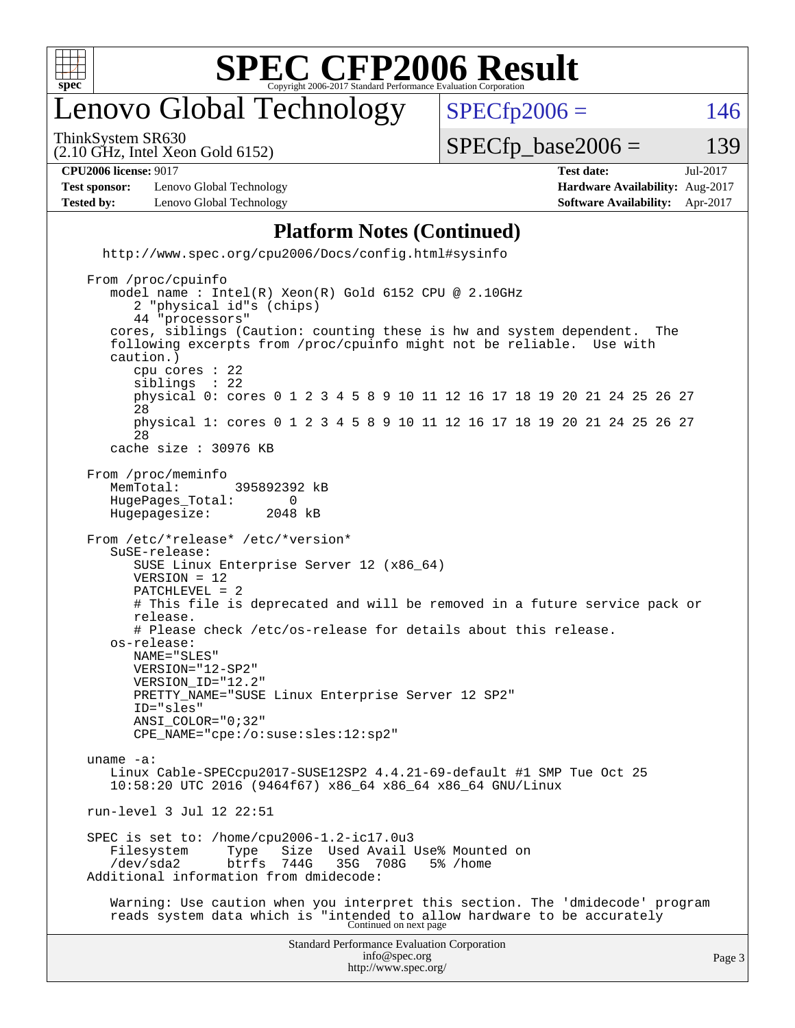# SPEC CFP2006 Result

Copyright 2006-2017 Standard Performance Evaluation Corporation

## Lenovo Global Technology

ThinkSystem SR630
(2.10 GHz, Intel Xeon Gold 6152)

SPECfp2006 = 146

SPECfp_base2006 = 139

| | | | |
|---|---|---|---|
| **CPU2006 license:** 9017 | | **Test date:** | Jul-2017 |
| **Test sponsor:** | Lenovo Global Technology | **Hardware Availability:** | Aug-2017 |
| **Tested by:** | Lenovo Global Technology | **Software Availability:** | Apr-2017 |

### Platform Notes (Continued)

```
  http://www.spec.org/cpu2006/Docs/config.html#sysinfo

From /proc/cpuinfo
   model name : Intel(R) Xeon(R) Gold 6152 CPU @ 2.10GHz
      2 "physical id"s (chips)
      44 "processors"
   cores, siblings (Caution: counting these is hw and system dependent.  The
   following excerpts from /proc/cpuinfo might not be reliable.  Use with
   caution.)
      cpu cores : 22
      siblings  : 22
      physical 0: cores 0 1 2 3 4 5 8 9 10 11 12 16 17 18 19 20 21 24 25 26 27
      28
      physical 1: cores 0 1 2 3 4 5 8 9 10 11 12 16 17 18 19 20 21 24 25 26 27
      28
   cache size : 30976 KB

From /proc/meminfo
   MemTotal:       395892392 kB
   HugePages_Total:       0
   Hugepagesize:       2048 kB

From /etc/*release* /etc/*version*
   SuSE-release:
      SUSE Linux Enterprise Server 12 (x86_64)
      VERSION = 12
      PATCHLEVEL = 2
      # This file is deprecated and will be removed in a future service pack or
      release.
      # Please check /etc/os-release for details about this release.
   os-release:
      NAME="SLES"
      VERSION="12-SP2"
      VERSION_ID="12.2"
      PRETTY_NAME="SUSE Linux Enterprise Server 12 SP2"
      ID="sles"
      ANSI_COLOR="0;32"
      CPE_NAME="cpe:/o:suse:sles:12:sp2"

uname -a:
   Linux Cable-SPECcpu2017-SUSE12SP2 4.4.21-69-default #1 SMP Tue Oct 25
   10:58:20 UTC 2016 (9464f67) x86_64 x86_64 x86_64 GNU/Linux

run-level 3 Jul 12 22:51

SPEC is set to: /home/cpu2006-1.2-ic17.0u3
   Filesystem     Type   Size  Used Avail Use% Mounted on
   /dev/sda2      btrfs  744G   35G  708G   5% /home
Additional information from dmidecode:

   Warning: Use caution when you interpret this section. The 'dmidecode' program
   reads system data which is "intended to allow hardware to be accurately
```

Continued on next page

Standard Performance Evaluation Corporation
info@spec.org
http://www.spec.org/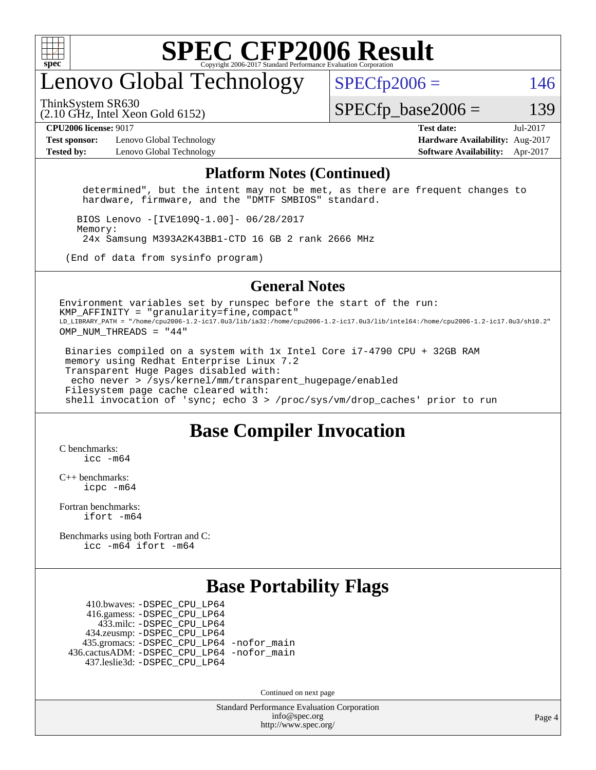# Lenovo Global Technology

ThinkSystem SR630
(2.10 GHz, Intel Xeon Gold 6152)

SPECfp2006 = 146

SPECfp_base2006 = 139

| | | | |
|---|---|---|---|
| **CPU2006 license:** 9017 | | **Test date:** | Jul-2017 |
| **Test sponsor:** | Lenovo Global Technology | **Hardware Availability:** | Aug-2017 |
| **Tested by:** | Lenovo Global Technology | **Software Availability:** | Apr-2017 |

## Platform Notes (Continued)

```
    determined", but the intent may not be met, as there are frequent changes to
    hardware, firmware, and the "DMTF SMBIOS" standard.

   BIOS Lenovo -[IVE109Q-1.00]- 06/28/2017
   Memory:
    24x Samsung M393A2K43BB1-CTD 16 GB 2 rank 2666 MHz

 (End of data from sysinfo program)
```

## General Notes

```
Environment variables set by runspec before the start of the run:
KMP_AFFINITY = "granularity=fine,compact"
LD_LIBRARY_PATH = "/home/cpu2006-1.2-ic17.0u3/lib/ia32:/home/cpu2006-1.2-ic17.0u3/lib/intel64:/home/cpu2006-1.2-ic17.0u3/sh10.2"
OMP_NUM_THREADS = "44"

 Binaries compiled on a system with 1x Intel Core i7-4790 CPU + 32GB RAM
 memory using Redhat Enterprise Linux 7.2
 Transparent Huge Pages disabled with:
  echo never > /sys/kernel/mm/transparent_hugepage/enabled
 Filesystem page cache cleared with:
 shell invocation of 'sync; echo 3 > /proc/sys/vm/drop_caches' prior to run
```

## Base Compiler Invocation

C benchmarks:
  icc -m64

C++ benchmarks:
  icpc -m64

Fortran benchmarks:
  ifort -m64

Benchmarks using both Fortran and C:
  icc -m64 ifort -m64

## Base Portability Flags

```
     410.bwaves: -DSPEC_CPU_LP64
     416.gamess: -DSPEC_CPU_LP64
       433.milc: -DSPEC_CPU_LP64
     434.zeusmp: -DSPEC_CPU_LP64
    435.gromacs: -DSPEC_CPU_LP64 -nofor_main
 436.cactusADM: -DSPEC_CPU_LP64 -nofor_main
    437.leslie3d: -DSPEC_CPU_LP64
```

Continued on next page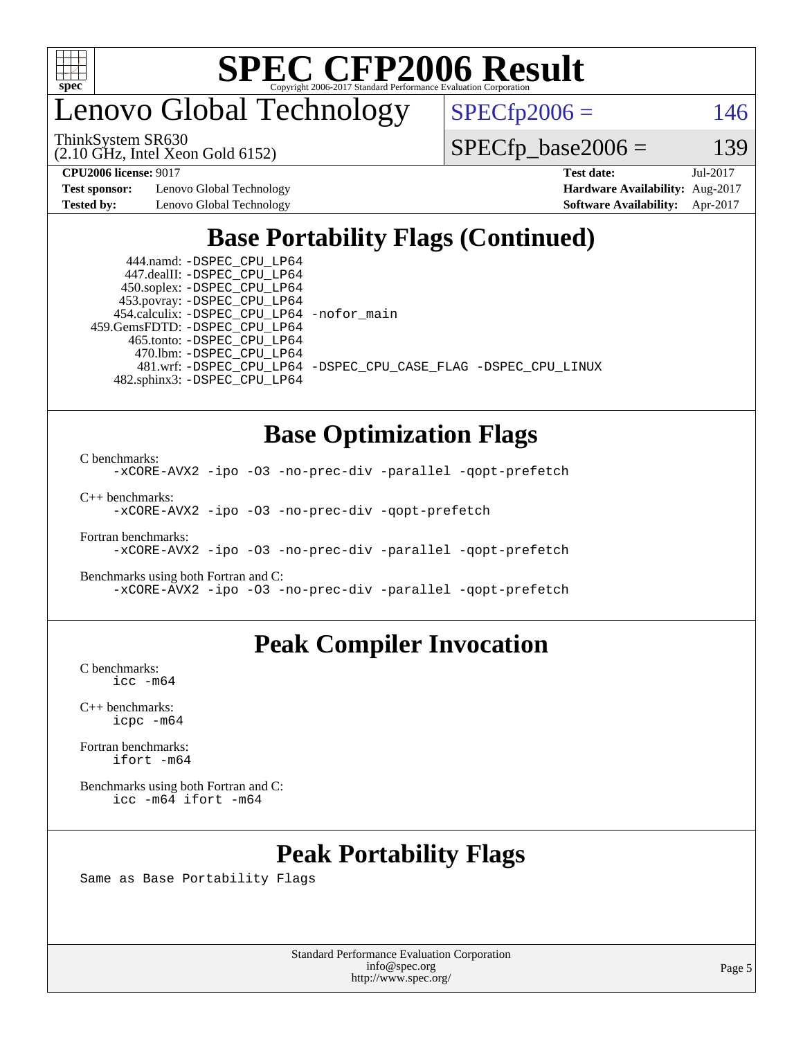# SPEC CFP2006 Result

Copyright 2006-2017 Standard Performance Evaluation Corporation

## Lenovo Global Technology

ThinkSystem SR630
(2.10 GHz, Intel Xeon Gold 6152)

SPECfp2006 = 146

SPECfp_base2006 = 139

| | | | |
|---|---|---|---|
| **CPU2006 license:** 9017 | | **Test date:** | Jul-2017 |
| **Test sponsor:** | Lenovo Global Technology | **Hardware Availability:** | Aug-2017 |
| **Tested by:** | Lenovo Global Technology | **Software Availability:** | Apr-2017 |

## Base Portability Flags (Continued)

```
      444.namd: -DSPEC_CPU_LP64
    447.dealII: -DSPEC_CPU_LP64
    450.soplex: -DSPEC_CPU_LP64
    453.povray: -DSPEC_CPU_LP64
   454.calculix: -DSPEC_CPU_LP64 -nofor_main
  459.GemsFDTD: -DSPEC_CPU_LP64
     465.tonto: -DSPEC_CPU_LP64
       470.lbm: -DSPEC_CPU_LP64
       481.wrf: -DSPEC_CPU_LP64 -DSPEC_CPU_CASE_FLAG -DSPEC_CPU_LINUX
   482.sphinx3: -DSPEC_CPU_LP64
```

## Base Optimization Flags

C benchmarks:
```
-xCORE-AVX2 -ipo -O3 -no-prec-div -parallel -qopt-prefetch
```

C++ benchmarks:
```
-xCORE-AVX2 -ipo -O3 -no-prec-div -qopt-prefetch
```

Fortran benchmarks:
```
-xCORE-AVX2 -ipo -O3 -no-prec-div -parallel -qopt-prefetch
```

Benchmarks using both Fortran and C:
```
-xCORE-AVX2 -ipo -O3 -no-prec-div -parallel -qopt-prefetch
```

## Peak Compiler Invocation

C benchmarks:
```
icc -m64
```

C++ benchmarks:
```
icpc -m64
```

Fortran benchmarks:
```
ifort -m64
```

Benchmarks using both Fortran and C:
```
icc -m64 ifort -m64
```

## Peak Portability Flags

Same as Base Portability Flags

Standard Performance Evaluation Corporation
info@spec.org
http://www.spec.org/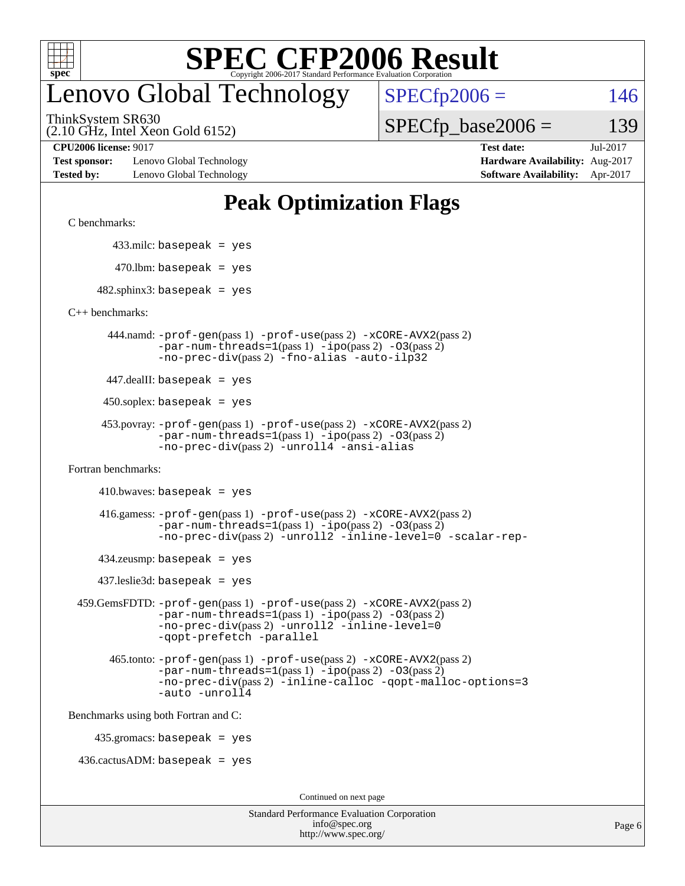# SPEC CFP2006 Result

Copyright 2006-2017 Standard Performance Evaluation Corporation

# Lenovo Global Technology

ThinkSystem SR630
(2.10 GHz, Intel Xeon Gold 6152)

SPECfp2006 = 146

SPECfp_base2006 = 139

| | | | |
|---|---|---|---|
| **CPU2006 license:** 9017 | | **Test date:** | Jul-2017 |
| **Test sponsor:** | Lenovo Global Technology | **Hardware Availability:** | Aug-2017 |
| **Tested by:** | Lenovo Global Technology | **Software Availability:** | Apr-2017 |

## Peak Optimization Flags

C benchmarks:

433.milc: `basepeak = yes`

470.lbm: `basepeak = yes`

482.sphinx3: `basepeak = yes`

C++ benchmarks:

444.namd: `-prof-gen`(pass 1) `-prof-use`(pass 2) `-xCORE-AVX2`(pass 2) `-par-num-threads=1`(pass 1) `-ipo`(pass 2) `-O3`(pass 2) `-no-prec-div`(pass 2) `-fno-alias` `-auto-ilp32`

447.dealII: `basepeak = yes`

450.soplex: `basepeak = yes`

453.povray: `-prof-gen`(pass 1) `-prof-use`(pass 2) `-xCORE-AVX2`(pass 2) `-par-num-threads=1`(pass 1) `-ipo`(pass 2) `-O3`(pass 2) `-no-prec-div`(pass 2) `-unroll4` `-ansi-alias`

Fortran benchmarks:

410.bwaves: `basepeak = yes`

416.gamess: `-prof-gen`(pass 1) `-prof-use`(pass 2) `-xCORE-AVX2`(pass 2) `-par-num-threads=1`(pass 1) `-ipo`(pass 2) `-O3`(pass 2) `-no-prec-div`(pass 2) `-unroll2` `-inline-level=0` `-scalar-rep-`

434.zeusmp: `basepeak = yes`

437.leslie3d: `basepeak = yes`

459.GemsFDTD: `-prof-gen`(pass 1) `-prof-use`(pass 2) `-xCORE-AVX2`(pass 2) `-par-num-threads=1`(pass 1) `-ipo`(pass 2) `-O3`(pass 2) `-no-prec-div`(pass 2) `-unroll2` `-inline-level=0` `-qopt-prefetch` `-parallel`

465.tonto: `-prof-gen`(pass 1) `-prof-use`(pass 2) `-xCORE-AVX2`(pass 2) `-par-num-threads=1`(pass 1) `-ipo`(pass 2) `-O3`(pass 2) `-no-prec-div`(pass 2) `-inline-calloc` `-qopt-malloc-options=3` `-auto` `-unroll4`

Benchmarks using both Fortran and C:

435.gromacs: `basepeak = yes`

436.cactusADM: `basepeak = yes`

Continued on next page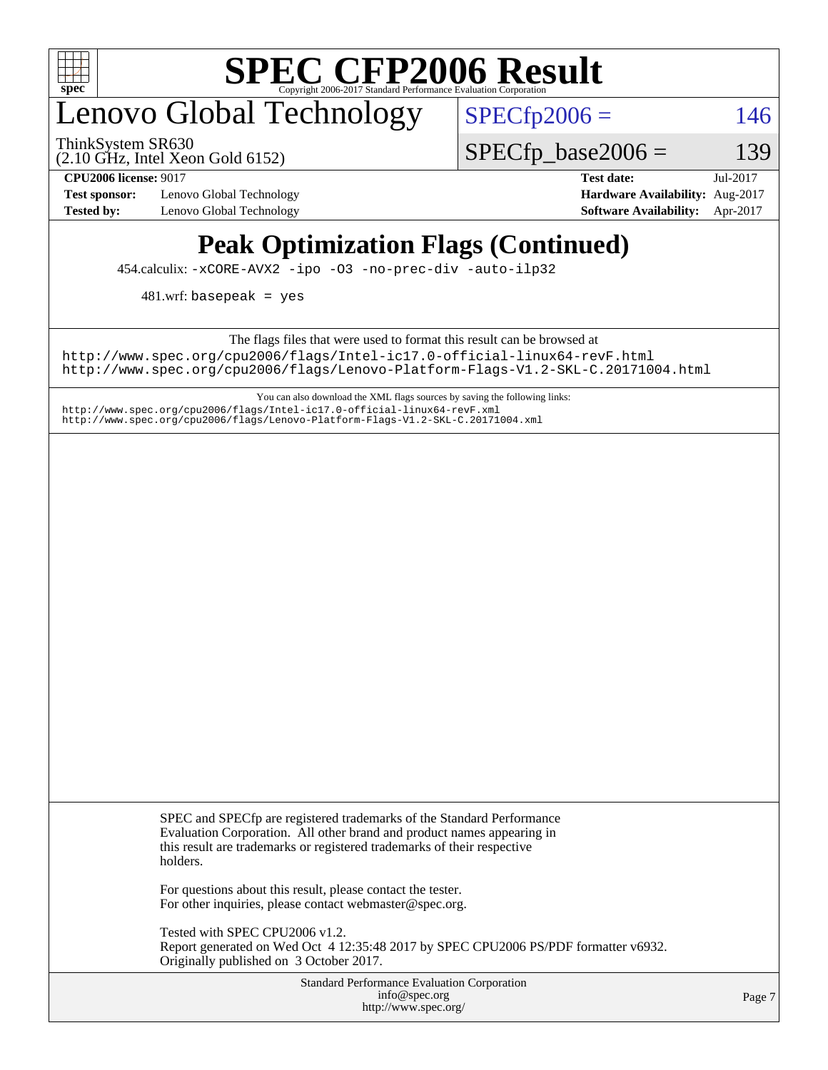# Peak Optimization Flags (Continued)

454.calculix: -xCORE-AVX2 -ipo -O3 -no-prec-div -auto-ilp32

481.wrf: basepeak = yes

The flags files that were used to format this result can be browsed at
http://www.spec.org/cpu2006/flags/Intel-ic17.0-official-linux64-revF.html
http://www.spec.org/cpu2006/flags/Lenovo-Platform-Flags-V1.2-SKL-C.20171004.html

You can also download the XML flags sources by saving the following links:
http://www.spec.org/cpu2006/flags/Intel-ic17.0-official-linux64-revF.xml
http://www.spec.org/cpu2006/flags/Lenovo-Platform-Flags-V1.2-SKL-C.20171004.xml

SPEC and SPECfp are registered trademarks of the Standard Performance Evaluation Corporation. All other brand and product names appearing in this result are trademarks or registered trademarks of their respective holders.

For questions about this result, please contact the tester.
For other inquiries, please contact webmaster@spec.org.

Tested with SPEC CPU2006 v1.2.
Report generated on Wed Oct 4 12:35:48 2017 by SPEC CPU2006 PS/PDF formatter v6932.
Originally published on 3 October 2017.